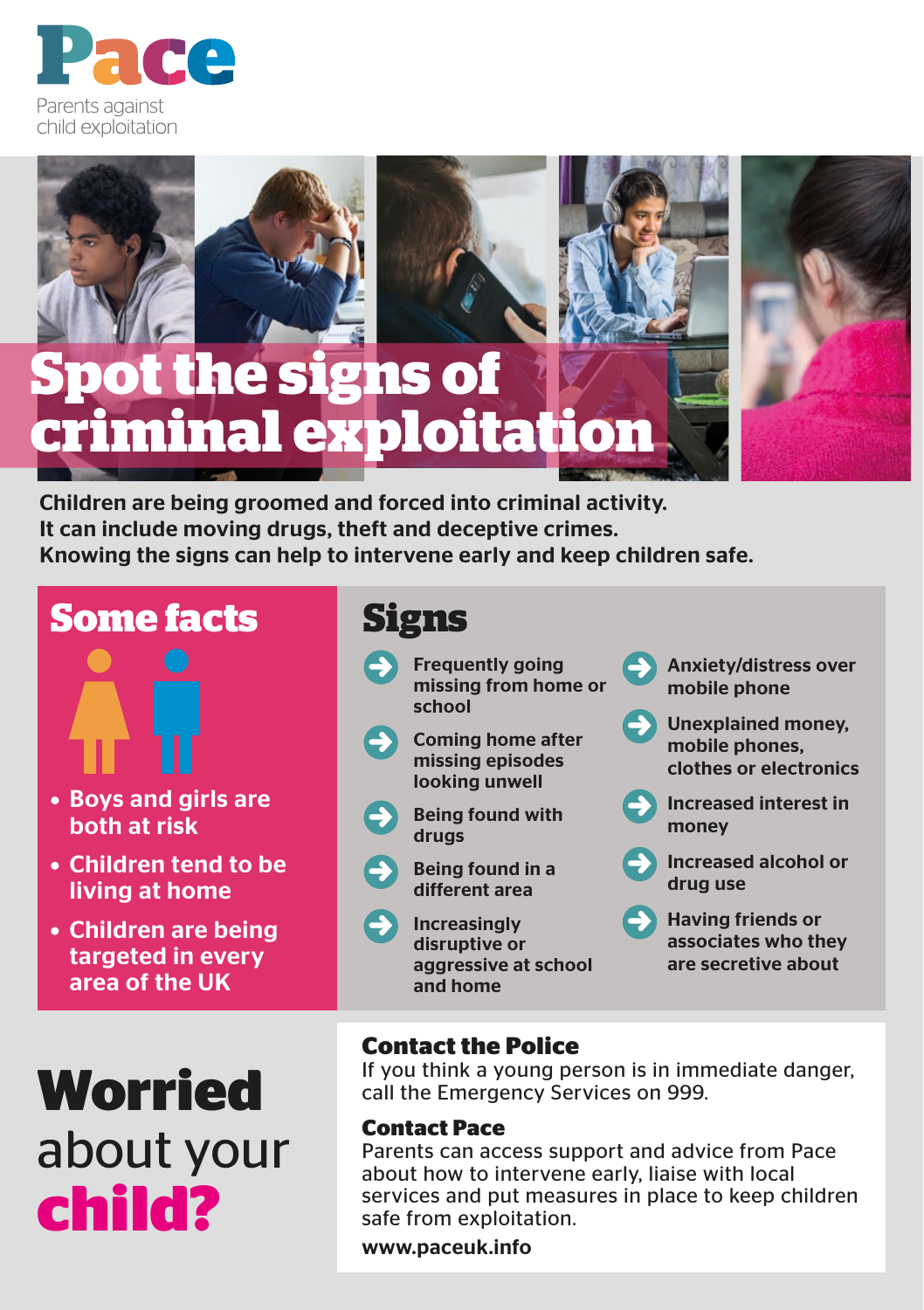# Pace

Parents against child exploitation

# Spot the signs of criminal exploitation

**Children are being groomed and forced into criminal activity. It can include moving drugs, theft and deceptive crimes. Knowing the signs can help to intervene early and keep children safe.**

## Some facts

- Boys and girls are both at risk
- Children tend to be living at home
- Children are being targeted in every area of the UK

## Signs

- Frequently going missing from home or school
- Coming home after missing episodes looking unwell
- Being found with drugs
- Being found in a different area
- Increasingly disruptive or aggressive at school and home
- Anxiety/distress over mobile phone
- Unexplained money, mobile phones, clothes or electronics
- Increased interest in money
- Increased alcohol or drug use
- Having friends or associates who they are secretive about

# Worried about your child?

### Contact the Police

If you think a young person is in immediate danger, call the Emergency Services on 999.

### Contact Pace

Parents can access support and advice from Pace about how to intervene early, liaise with local services and put measures in place to keep children safe from exploitation.

**www.paceuk.info**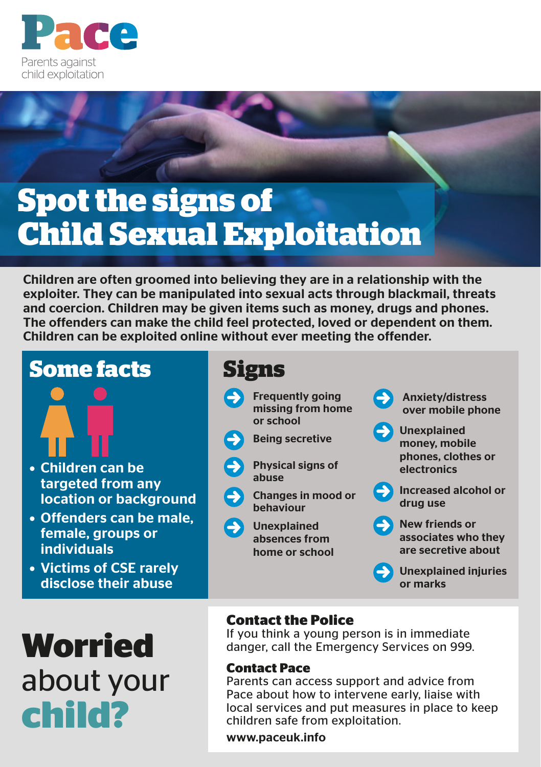Pace

Parents against child exploitation

# Spot the signs of Child Sexual Exploitation

**Children are often groomed into believing they are in a relationship with the exploiter. They can be manipulated into sexual acts through blackmail, threats and coercion. Children may be given items such as money, drugs and phones. The offenders can make the child feel protected, loved or dependent on them. Children can be exploited online without ever meeting the offender.**

## Some facts

- Children can be targeted from any location or background
- Offenders can be male, female, groups or individuals
- Victims of CSE rarely disclose their abuse

## Signs

- Frequently going missing from home or school
- Being secretive
- Physical signs of abuse
- Changes in mood or behaviour
- Unexplained absences from home or school
- Anxiety/distress over mobile phone
- Unexplained money, mobile phones, clothes or electronics
- Increased alcohol or drug use
- New friends or associates who they are secretive about
- Unexplained injuries or marks

# Worried about your child?

### Contact the Police

If you think a young person is in immediate danger, call the Emergency Services on 999.

### Contact Pace

Parents can access support and advice from Pace about how to intervene early, liaise with local services and put measures in place to keep children safe from exploitation.

**www.paceuk.info**